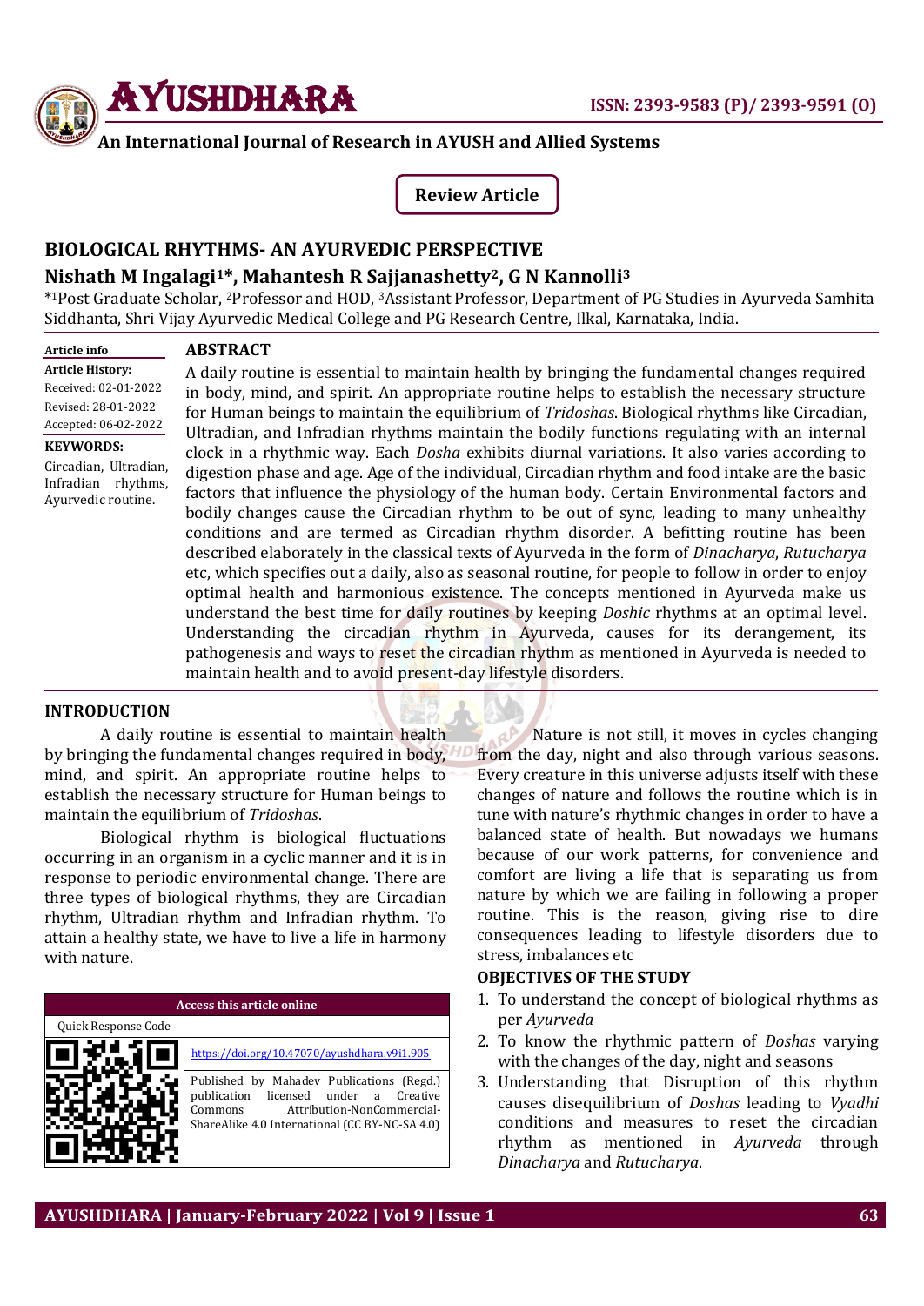Review Article

# BIOLOGICAL RHYTHMS- AN AYURVEDIC PERSPECTIVE

**Nishath M Ingalagi[1*], Mahantesh R Sajjanashetty[2], G N Kannolli[3]**

[*1]Post Graduate Scholar, [2]Professor and HOD, [3]Assistant Professor, Department of PG Studies in Ayurveda Samhita Siddhanta, Shri Vijay Ayurvedic Medical College and PG Research Centre, Ilkal, Karnataka, India.

**Article info**

**Article History:**
Received: 02-01-2022
Revised: 28-01-2022
Accepted: 06-02-2022

**KEYWORDS:**
Circadian, Ultradian, Infradian rhythms, Ayurvedic routine.

## ABSTRACT

A daily routine is essential to maintain health by bringing the fundamental changes required in body, mind, and spirit. An appropriate routine helps to establish the necessary structure for Human beings to maintain the equilibrium of *Tridoshas*. Biological rhythms like Circadian, Ultradian, and Infradian rhythms maintain the bodily functions regulating with an internal clock in a rhythmic way. Each *Dosha* exhibits diurnal variations. It also varies according to digestion phase and age. Age of the individual, Circadian rhythm and food intake are the basic factors that influence the physiology of the human body. Certain Environmental factors and bodily changes cause the Circadian rhythm to be out of sync, leading to many unhealthy conditions and are termed as Circadian rhythm disorder. A befitting routine has been described elaborately in the classical texts of Ayurveda in the form of *Dinacharya*, *Rutucharya* etc, which specifies out a daily, also as seasonal routine, for people to follow in order to enjoy optimal health and harmonious existence. The concepts mentioned in Ayurveda make us understand the best time for daily routines by keeping *Doshic* rhythms at an optimal level. Understanding the circadian rhythm in Ayurveda, causes for its derangement, its pathogenesis and ways to reset the circadian rhythm as mentioned in Ayurveda is needed to maintain health and to avoid present-day lifestyle disorders.

## INTRODUCTION

A daily routine is essential to maintain health by bringing the fundamental changes required in body, mind, and spirit. An appropriate routine helps to establish the necessary structure for Human beings to maintain the equilibrium of *Tridoshas*.

Biological rhythm is biological fluctuations occurring in an organism in a cyclic manner and it is in response to periodic environmental change. There are three types of biological rhythms, they are Circadian rhythm, Ultradian rhythm and Infradian rhythm. To attain a healthy state, we have to live a life in harmony with nature.

| Access this article online | |
| --- | --- |
| Quick Response Code | |
| | https://doi.org/10.47070/ayushdhara.v9i1.905 |
| | Published by Mahadev Publications (Regd.) publication licensed under a Creative Commons Attribution-NonCommercial-ShareAlike 4.0 International (CC BY-NC-SA 4.0) |

Nature is not still, it moves in cycles changing from the day, night and also through various seasons. Every creature in this universe adjusts itself with these changes of nature and follows the routine which is in tune with nature's rhythmic changes in order to have a balanced state of health. But nowadays we humans because of our work patterns, for convenience and comfort are living a life that is separating us from nature by which we are failing in following a proper routine. This is the reason, giving rise to dire consequences leading to lifestyle disorders due to stress, imbalances etc

## OBJECTIVES OF THE STUDY

1. To understand the concept of biological rhythms as per *Ayurveda*
2. To know the rhythmic pattern of *Doshas* varying with the changes of the day, night and seasons
3. Understanding that Disruption of this rhythm causes disequilibrium of *Doshas* leading to *Vyadhi* conditions and measures to reset the circadian rhythm as mentioned in *Ayurveda* through *Dinacharya* and *Rutucharya*.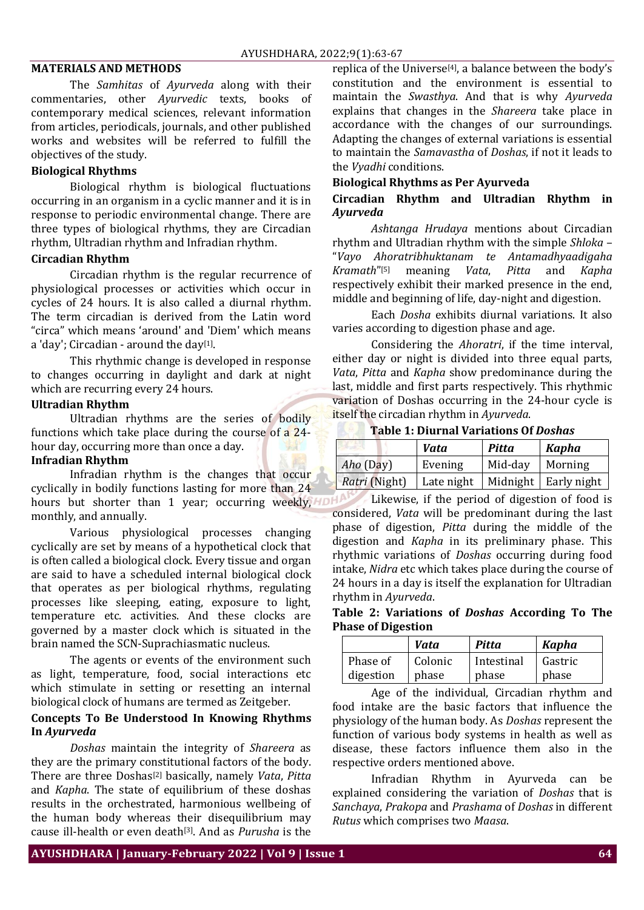## MATERIALS AND METHODS

The *Samhitas* of *Ayurveda* along with their commentaries, other *Ayurvedic* texts, books of contemporary medical sciences, relevant information from articles, periodicals, journals, and other published works and websites will be referred to fulfill the objectives of the study.

### Biological Rhythms

Biological rhythm is biological fluctuations occurring in an organism in a cyclic manner and it is in response to periodic environmental change. There are three types of biological rhythms, they are Circadian rhythm, Ultradian rhythm and Infradian rhythm.

### Circadian Rhythm

Circadian rhythm is the regular recurrence of physiological processes or activities which occur in cycles of 24 hours. It is also called a diurnal rhythm. The term circadian is derived from the Latin word "circa" which means 'around' and 'Diem' which means a 'day'; Circadian - around the day[1].

This rhythmic change is developed in response to changes occurring in daylight and dark at night which are recurring every 24 hours.

### Ultradian Rhythm

Ultradian rhythms are the series of bodily functions which take place during the course of a 24-hour day, occurring more than once a day.

### Infradian Rhythm

Infradian rhythm is the changes that occur cyclically in bodily functions lasting for more than 24 hours but shorter than 1 year; occurring weekly, monthly, and annually.

Various physiological processes changing cyclically are set by means of a hypothetical clock that is often called a biological clock. Every tissue and organ are said to have a scheduled internal biological clock that operates as per biological rhythms, regulating processes like sleeping, eating, exposure to light, temperature etc. activities. And these clocks are governed by a master clock which is situated in the brain named the SCN-Suprachiasmatic nucleus.

The agents or events of the environment such as light, temperature, food, social interactions etc which stimulate in setting or resetting an internal biological clock of humans are termed as Zeitgeber.

### Concepts To Be Understood In Knowing Rhythms In *Ayurveda*

*Doshas* maintain the integrity of *Shareera* as they are the primary constitutional factors of the body. There are three Doshas[2] basically, namely *Vata*, *Pitta* and *Kapha*. The state of equilibrium of these doshas results in the orchestrated, harmonious wellbeing of the human body whereas their disequilibrium may cause ill-health or even death[3]. And as *Purusha* is the replica of the Universe[4], a balance between the body's constitution and the environment is essential to maintain the *Swasthya*. And that is why *Ayurveda* explains that changes in the *Shareera* take place in accordance with the changes of our surroundings. Adapting the changes of external variations is essential to maintain the *Samavastha* of *Doshas*, if not it leads to the *Vyadhi* conditions.

### Biological Rhythms as Per Ayurveda

### Circadian Rhythm and Ultradian Rhythm in *Ayurveda*

*Ashtanga Hrudaya* mentions about Circadian rhythm and Ultradian rhythm with the simple *Shloka* – "*Vayo Ahoratribhuktanam te Antamadhyaadigaha Kramath*"[5] meaning *Vata*, *Pitta* and *Kapha* respectively exhibit their marked presence in the end, middle and beginning of life, day-night and digestion.

Each *Dosha* exhibits diurnal variations. It also varies according to digestion phase and age.

Considering the *Ahoratri*, if the time interval, either day or night is divided into three equal parts, *Vata*, *Pitta* and *Kapha* show predominance during the last, middle and first parts respectively. This rhythmic variation of Doshas occurring in the 24-hour cycle is itself the circadian rhythm in *Ayurveda*.

**Table 1: Diurnal Variations Of *Doshas***

| | *Vata* | *Pitta* | *Kapha* |
|---|---|---|---|
| *Aho* (Day) | Evening | Mid-day | Morning |
| *Ratri* (Night) | Late night | Midnight | Early night |

Likewise, if the period of digestion of food is considered, *Vata* will be predominant during the last phase of digestion, *Pitta* during the middle of the digestion and *Kapha* in its preliminary phase. This rhythmic variations of *Doshas* occurring during food intake, *Nidra* etc which takes place during the course of 24 hours in a day is itself the explanation for Ultradian rhythm in *Ayurveda*.

**Table 2: Variations of *Doshas* According To The Phase of Digestion**

| | *Vata* | *Pitta* | *Kapha* |
|---|---|---|---|
| Phase of digestion | Colonic phase | Intestinal phase | Gastric phase |

Age of the individual, Circadian rhythm and food intake are the basic factors that influence the physiology of the human body. As *Doshas* represent the function of various body systems in health as well as disease, these factors influence them also in the respective orders mentioned above.

Infradian Rhythm in Ayurveda can be explained considering the variation of *Doshas* that is *Sanchaya*, *Prakopa* and *Prashama* of *Doshas* in different *Rutus* which comprises two *Maasa*.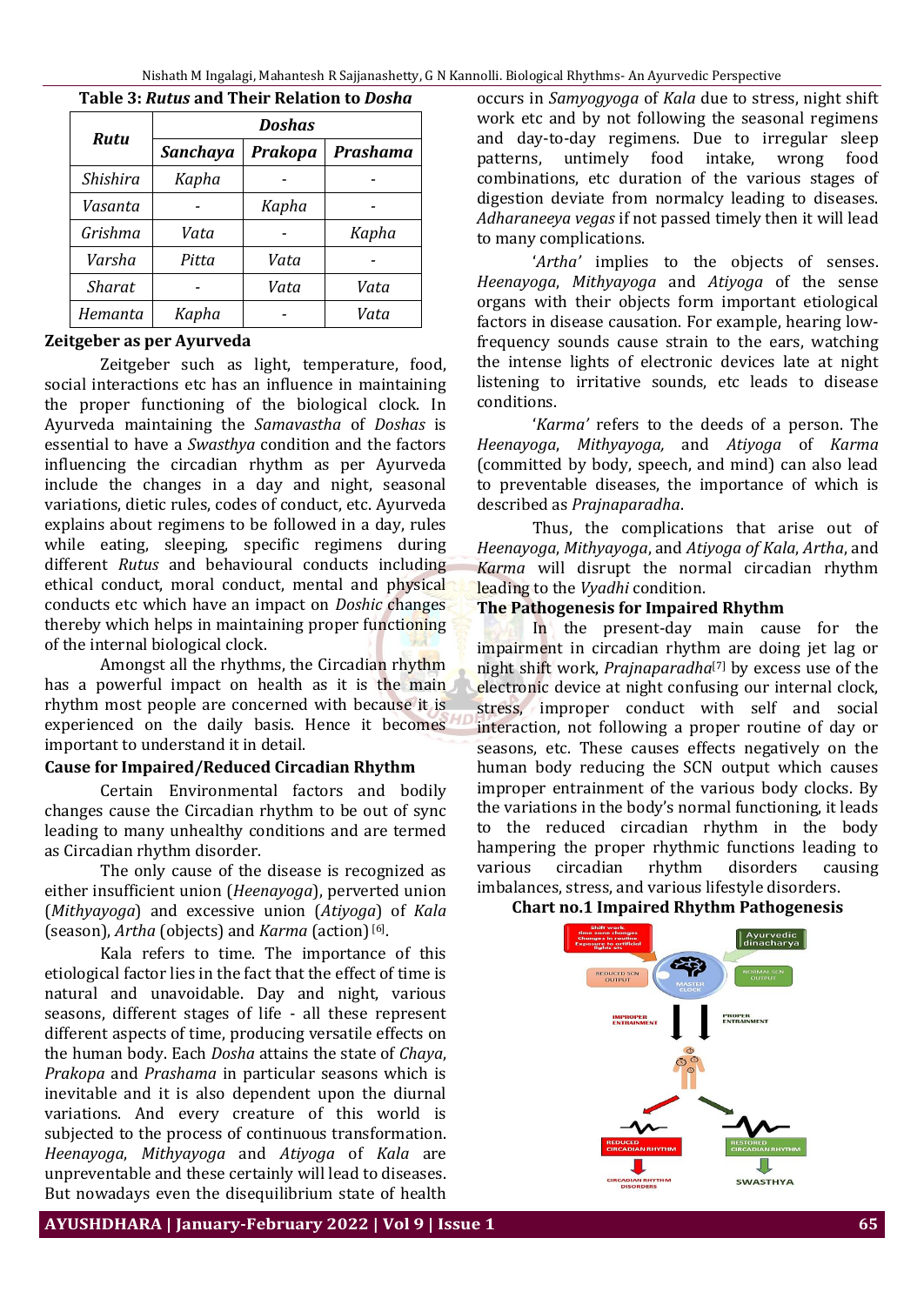**Table 3: *Rutus* and Their Relation to *Dosha***

| *Rutu* | *Doshas* | | |
|---|---|---|---|
| | *Sanchaya* | *Prakopa* | *Prashama* |
| *Shishira* | *Kapha* | - | - |
| *Vasanta* | - | *Kapha* | - |
| *Grishma* | *Vata* | - | *Kapha* |
| *Varsha* | *Pitta* | *Vata* | - |
| *Sharat* | - | *Vata* | *Vata* |
| *Hemanta* | *Kapha* | - | *Vata* |

### Zeitgeber as per Ayurveda

Zeitgeber such as light, temperature, food, social interactions etc has an influence in maintaining the proper functioning of the biological clock. In Ayurveda maintaining the *Samavastha* of *Doshas* is essential to have a *Swasthya* condition and the factors influencing the circadian rhythm as per Ayurveda include the changes in a day and night, seasonal variations, dietic rules, codes of conduct, etc. Ayurveda explains about regimens to be followed in a day, rules while eating, sleeping, specific regimens during different *Rutus* and behavioural conducts including ethical conduct, moral conduct, mental and physical conducts etc which have an impact on *Doshic* changes thereby which helps in maintaining proper functioning of the internal biological clock.

Amongst all the rhythms, the Circadian rhythm has a powerful impact on health as it is the main rhythm most people are concerned with because it is experienced on the daily basis. Hence it becomes important to understand it in detail.

### Cause for Impaired/Reduced Circadian Rhythm

Certain Environmental factors and bodily changes cause the Circadian rhythm to be out of sync leading to many unhealthy conditions and are termed as Circadian rhythm disorder.

The only cause of the disease is recognized as either insufficient union (*Heenayoga*), perverted union (*Mithyayoga*) and excessive union (*Atiyoga*) of *Kala* (season), *Artha* (objects) and *Karma* (action) [6].

Kala refers to time. The importance of this etiological factor lies in the fact that the effect of time is natural and unavoidable. Day and night, various seasons, different stages of life - all these represent different aspects of time, producing versatile effects on the human body. Each *Dosha* attains the state of *Chaya*, *Prakopa* and *Prashama* in particular seasons which is inevitable and it is also dependent upon the diurnal variations. And every creature of this world is subjected to the process of continuous transformation. *Heenayoga*, *Mithyayoga* and *Atiyoga* of *Kala* are unpreventable and these certainly will lead to diseases. But nowadays even the disequilibrium state of health occurs in *Samyogyoga* of *Kala* due to stress, night shift work etc and by not following the seasonal regimens and day-to-day regimens. Due to irregular sleep patterns, untimely food intake, wrong food combinations, etc duration of the various stages of digestion deviate from normalcy leading to diseases. *Adharaneeya vegas* if not passed timely then it will lead to many complications.

'*Artha*' implies to the objects of senses. *Heenayoga*, *Mithyayoga* and *Atiyoga* of the sense organs with their objects form important etiological factors in disease causation. For example, hearing low-frequency sounds cause strain to the ears, watching the intense lights of electronic devices late at night listening to irritative sounds, etc leads to disease conditions.

'*Karma*' refers to the deeds of a person. The *Heenayoga*, *Mithyayoga,* and *Atiyoga* of *Karma* (committed by body, speech, and mind) can also lead to preventable diseases, the importance of which is described as *Prajnaparadha*.

Thus, the complications that arise out of *Heenayoga*, *Mithyayoga*, and *Atiyoga of Kala*, *Artha*, and *Karma* will disrupt the normal circadian rhythm leading to the *Vyadhi* condition.

### The Pathogenesis for Impaired Rhythm

In the present-day main cause for the impairment in circadian rhythm are doing jet lag or night shift work, *Prajnaparadha*[7] by excess use of the electronic device at night confusing our internal clock, stress, improper conduct with self and social interaction, not following a proper routine of day or seasons, etc. These causes effects negatively on the human body reducing the SCN output which causes improper entrainment of the various body clocks. By the variations in the body's normal functioning, it leads to the reduced circadian rhythm in the body hampering the proper rhythmic functions leading to various circadian rhythm disorders causing imbalances, stress, and various lifestyle disorders.

**Chart no.1 Impaired Rhythm Pathogenesis**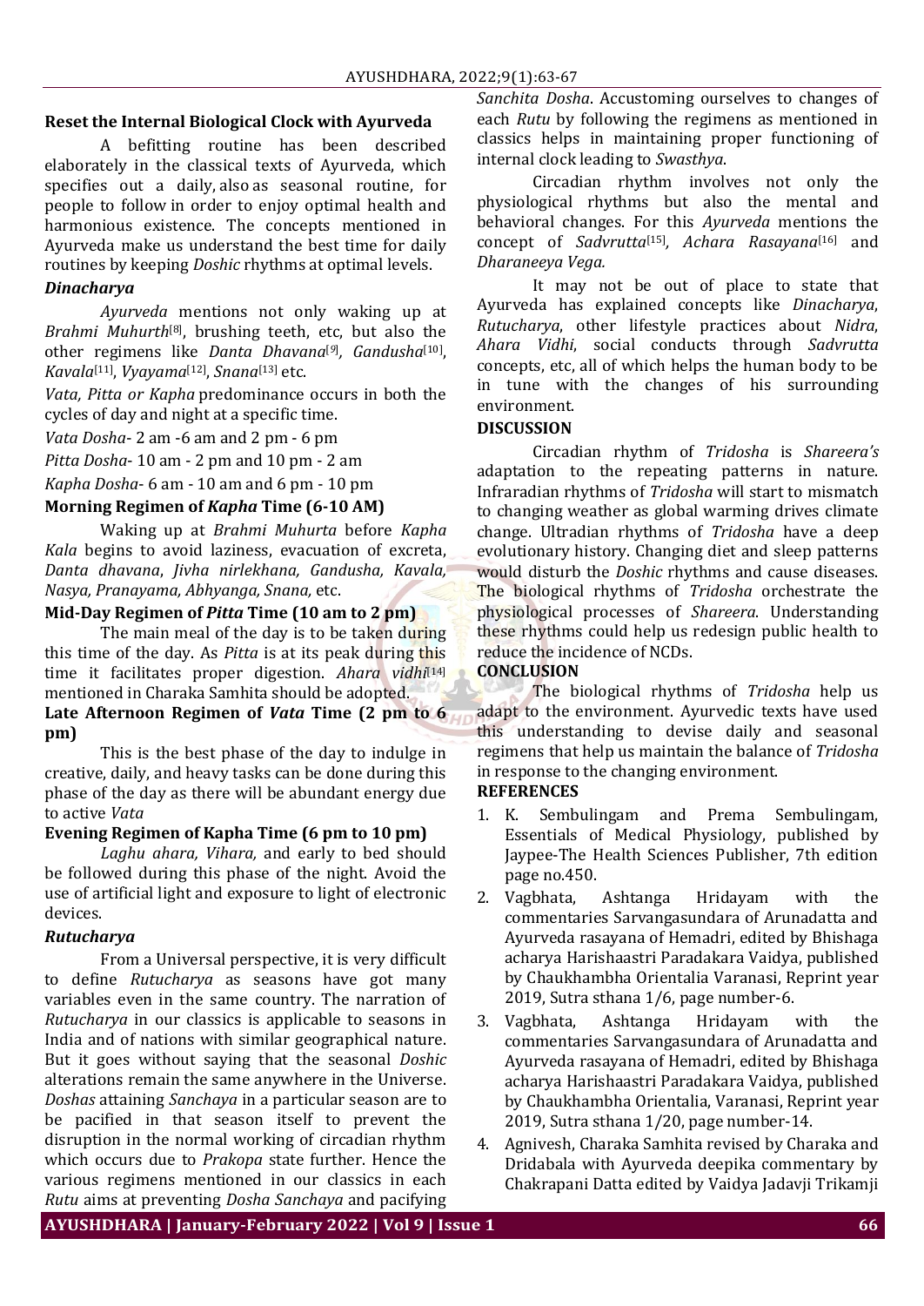## Reset the Internal Biological Clock with Ayurveda

A befitting routine has been described elaborately in the classical texts of Ayurveda, which specifies out a daily, also as seasonal routine, for people to follow in order to enjoy optimal health and harmonious existence. The concepts mentioned in Ayurveda make us understand the best time for daily routines by keeping *Doshic* rhythms at optimal levels.

### *Dinacharya*

*Ayurveda* mentions not only waking up at *Brahmi Muhurth*[8], brushing teeth, etc, but also the other regimens like *Danta Dhavana*[9], *Gandusha*[10], *Kavala*[11], *Vyayama*[12], *Snana*[13] etc.

*Vata, Pitta or Kapha* predominance occurs in both the cycles of day and night at a specific time.

*Vata Dosha*- 2 am -6 am and 2 pm - 6 pm

*Pitta Dosha*- 10 am - 2 pm and 10 pm - 2 am

*Kapha Dosha*- 6 am - 10 am and 6 pm - 10 pm

### Morning Regimen of *Kapha* Time (6-10 AM)

Waking up at *Brahmi Muhurta* before *Kapha Kala* begins to avoid laziness, evacuation of excreta, *Danta dhavana*, *Jivha nirlekhana, Gandusha, Kavala, Nasya, Pranayama, Abhyanga, Snana,* etc.

### Mid-Day Regimen of *Pitta* Time (10 am to 2 pm)

The main meal of the day is to be taken during this time of the day. As *Pitta* is at its peak during this time it facilitates proper digestion. *Ahara vidhi*[14] mentioned in Charaka Samhita should be adopted.

### Late Afternoon Regimen of *Vata* Time (2 pm to 6 pm)

This is the best phase of the day to indulge in creative, daily, and heavy tasks can be done during this phase of the day as there will be abundant energy due to active *Vata*

### Evening Regimen of Kapha Time (6 pm to 10 pm)

*Laghu ahara, Vihara,* and early to bed should be followed during this phase of the night. Avoid the use of artificial light and exposure to light of electronic devices.

### *Rutucharya*

From a Universal perspective, it is very difficult to define *Rutucharya* as seasons have got many variables even in the same country. The narration of *Rutucharya* in our classics is applicable to seasons in India and of nations with similar geographical nature. But it goes without saying that the seasonal *Doshic* alterations remain the same anywhere in the Universe. *Doshas* attaining *Sanchaya* in a particular season are to be pacified in that season itself to prevent the disruption in the normal working of circadian rhythm which occurs due to *Prakopa* state further. Hence the various regimens mentioned in our classics in each *Rutu* aims at preventing *Dosha Sanchaya* and pacifying *Sanchita Dosha*. Accustoming ourselves to changes of each *Rutu* by following the regimens as mentioned in classics helps in maintaining proper functioning of internal clock leading to *Swasthya*.

Circadian rhythm involves not only the physiological rhythms but also the mental and behavioral changes. For this *Ayurveda* mentions the concept of *Sadvrutta*[15], *Achara Rasayana*[16] and *Dharaneeya Vega.*

It may not be out of place to state that Ayurveda has explained concepts like *Dinacharya*, *Rutucharya*, other lifestyle practices about *Nidra*, *Ahara Vidhi*, social conducts through *Sadvrutta* concepts, etc, all of which helps the human body to be in tune with the changes of his surrounding environment.

## DISCUSSION

Circadian rhythm of *Tridosha* is *Shareera's* adaptation to the repeating patterns in nature. Infraradian rhythms of *Tridosha* will start to mismatch to changing weather as global warming drives climate change. Ultradian rhythms of *Tridosha* have a deep evolutionary history. Changing diet and sleep patterns would disturb the *Doshic* rhythms and cause diseases. The biological rhythms of *Tridosha* orchestrate the physiological processes of *Shareera*. Understanding these rhythms could help us redesign public health to reduce the incidence of NCDs.

## CONCLUSION

The biological rhythms of *Tridosha* help us adapt to the environment. Ayurvedic texts have used this understanding to devise daily and seasonal regimens that help us maintain the balance of *Tridosha* in response to the changing environment.

## REFERENCES

1. K. Sembulingam and Prema Sembulingam, Essentials of Medical Physiology, published by Jaypee-The Health Sciences Publisher, 7th edition page no.450.
2. Vagbhata, Ashtanga Hridayam with the commentaries Sarvangasundara of Arunadatta and Ayurveda rasayana of Hemadri, edited by Bhishaga acharya Harishaastri Paradakara Vaidya, published by Chaukhambha Orientalia Varanasi, Reprint year 2019, Sutra sthana 1/6, page number-6.
3. Vagbhata, Ashtanga Hridayam with the commentaries Sarvangasundara of Arunadatta and Ayurveda rasayana of Hemadri, edited by Bhishaga acharya Harishaastri Paradakara Vaidya, published by Chaukhambha Orientalia, Varanasi, Reprint year 2019, Sutra sthana 1/20, page number-14.
4. Agnivesh, Charaka Samhita revised by Charaka and Dridabala with Ayurveda deepika commentary by Chakrapani Datta edited by Vaidya Jadavji Trikamji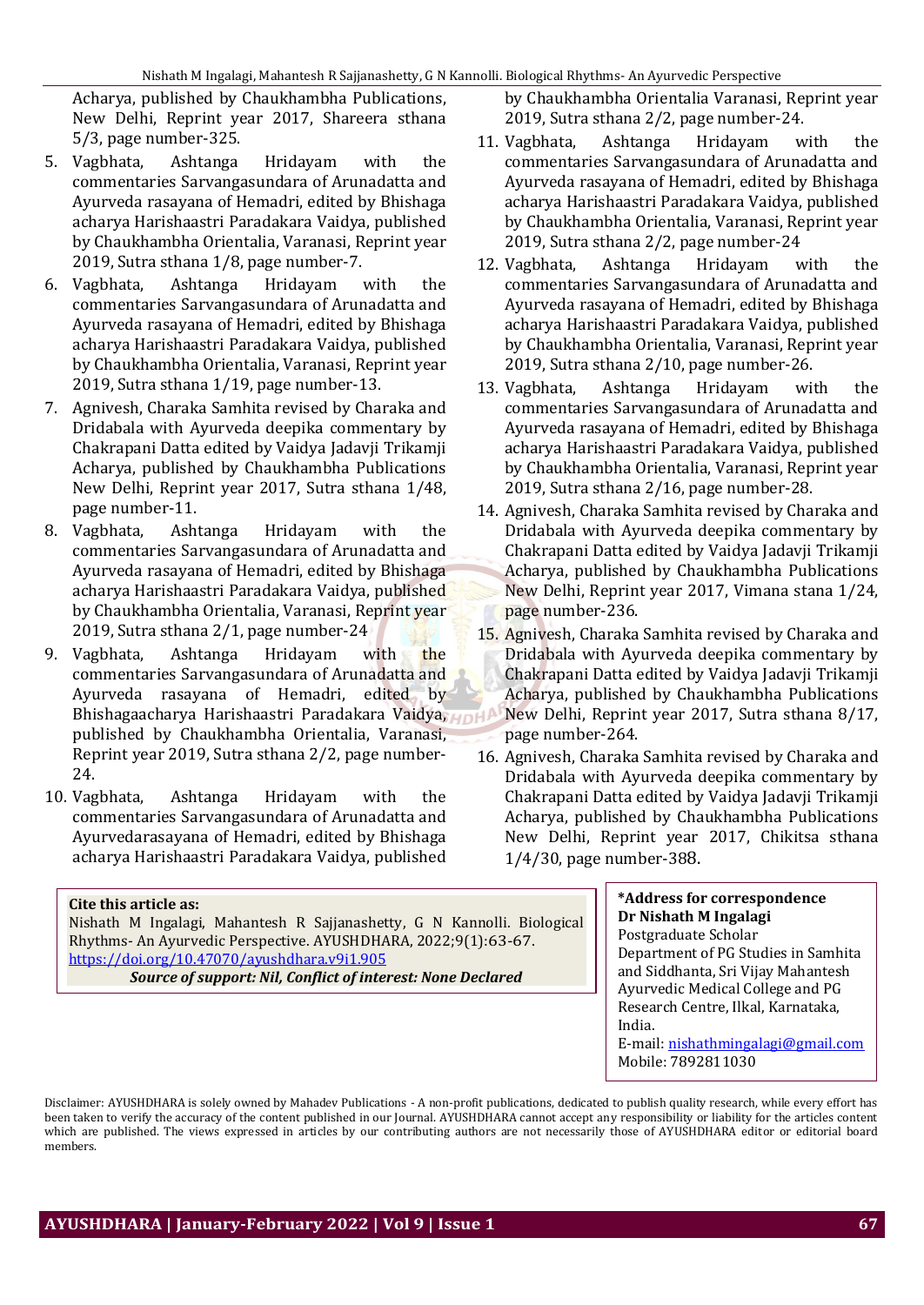Acharya, published by Chaukhambha Publications, New Delhi, Reprint year 2017, Shareera sthana 5/3, page number-325.

5. Vagbhata, Ashtanga Hridayam with the commentaries Sarvangasundara of Arunadatta and Ayurveda rasayana of Hemadri, edited by Bhishaga acharya Harishaastri Paradakara Vaidya, published by Chaukhambha Orientalia, Varanasi, Reprint year 2019, Sutra sthana 1/8, page number-7.
6. Vagbhata, Ashtanga Hridayam with the commentaries Sarvangasundara of Arunadatta and Ayurveda rasayana of Hemadri, edited by Bhishaga acharya Harishaastri Paradakara Vaidya, published by Chaukhambha Orientalia, Varanasi, Reprint year 2019, Sutra sthana 1/19, page number-13.
7. Agnivesh, Charaka Samhita revised by Charaka and Dridabala with Ayurveda deepika commentary by Chakrapani Datta edited by Vaidya Jadavji Trikamji Acharya, published by Chaukhambha Publications New Delhi, Reprint year 2017, Sutra sthana 1/48, page number-11.
8. Vagbhata, Ashtanga Hridayam with the commentaries Sarvangasundara of Arunadatta and Ayurveda rasayana of Hemadri, edited by Bhishaga acharya Harishaastri Paradakara Vaidya, published by Chaukhambha Orientalia, Varanasi, Reprint year 2019, Sutra sthana 2/1, page number-24
9. Vagbhata, Ashtanga Hridayam with the commentaries Sarvangasundara of Arunadatta and Ayurveda rasayana of Hemadri, edited by Bhishagaacharya Harishaastri Paradakara Vaidya, published by Chaukhambha Orientalia, Varanasi, Reprint year 2019, Sutra sthana 2/2, page number-24.
10. Vagbhata, Ashtanga Hridayam with the commentaries Sarvangasundara of Arunadatta and Ayurvedarasayana of Hemadri, edited by Bhishaga acharya Harishaastri Paradakara Vaidya, published by Chaukhambha Orientalia Varanasi, Reprint year 2019, Sutra sthana 2/2, page number-24.
11. Vagbhata, Ashtanga Hridayam with the commentaries Sarvangasundara of Arunadatta and Ayurveda rasayana of Hemadri, edited by Bhishaga acharya Harishaastri Paradakara Vaidya, published by Chaukhambha Orientalia, Varanasi, Reprint year 2019, Sutra sthana 2/2, page number-24
12. Vagbhata, Ashtanga Hridayam with the commentaries Sarvangasundara of Arunadatta and Ayurveda rasayana of Hemadri, edited by Bhishaga acharya Harishaastri Paradakara Vaidya, published by Chaukhambha Orientalia, Varanasi, Reprint year 2019, Sutra sthana 2/10, page number-26.
13. Vagbhata, Ashtanga Hridayam with the commentaries Sarvangasundara of Arunadatta and Ayurveda rasayana of Hemadri, edited by Bhishaga acharya Harishaastri Paradakara Vaidya, published by Chaukhambha Orientalia, Varanasi, Reprint year 2019, Sutra sthana 2/16, page number-28.
14. Agnivesh, Charaka Samhita revised by Charaka and Dridabala with Ayurveda deepika commentary by Chakrapani Datta edited by Vaidya Jadavji Trikamji Acharya, published by Chaukhambha Publications New Delhi, Reprint year 2017, Vimana stana 1/24, page number-236.
15. Agnivesh, Charaka Samhita revised by Charaka and Dridabala with Ayurveda deepika commentary by Chakrapani Datta edited by Vaidya Jadavji Trikamji Acharya, published by Chaukhambha Publications New Delhi, Reprint year 2017, Sutra sthana 8/17, page number-264.
16. Agnivesh, Charaka Samhita revised by Charaka and Dridabala with Ayurveda deepika commentary by Chakrapani Datta edited by Vaidya Jadavji Trikamji Acharya, published by Chaukhambha Publications New Delhi, Reprint year 2017, Chikitsa sthana 1/4/30, page number-388.

**Cite this article as:**
Nishath M Ingalagi, Mahantesh R Sajjanashetty, G N Kannolli. Biological Rhythms- An Ayurvedic Perspective. AYUSHDHARA, 2022;9(1):63-67.
https://doi.org/10.47070/ayushdhara.v9i1.905

***Source of support: Nil, Conflict of interest: None Declared***

**\*Address for correspondence**
**Dr Nishath M Ingalagi**
Postgraduate Scholar
Department of PG Studies in Samhita and Siddhanta, Sri Vijay Mahantesh Ayurvedic Medical College and PG Research Centre, Ilkal, Karnataka, India.
E-mail: nishathmingalagi@gmail.com
Mobile: 7892811030

Disclaimer: AYUSHDHARA is solely owned by Mahadev Publications - A non-profit publications, dedicated to publish quality research, while every effort has been taken to verify the accuracy of the content published in our Journal. AYUSHDHARA cannot accept any responsibility or liability for the articles content which are published. The views expressed in articles by our contributing authors are not necessarily those of AYUSHDHARA editor or editorial board members.